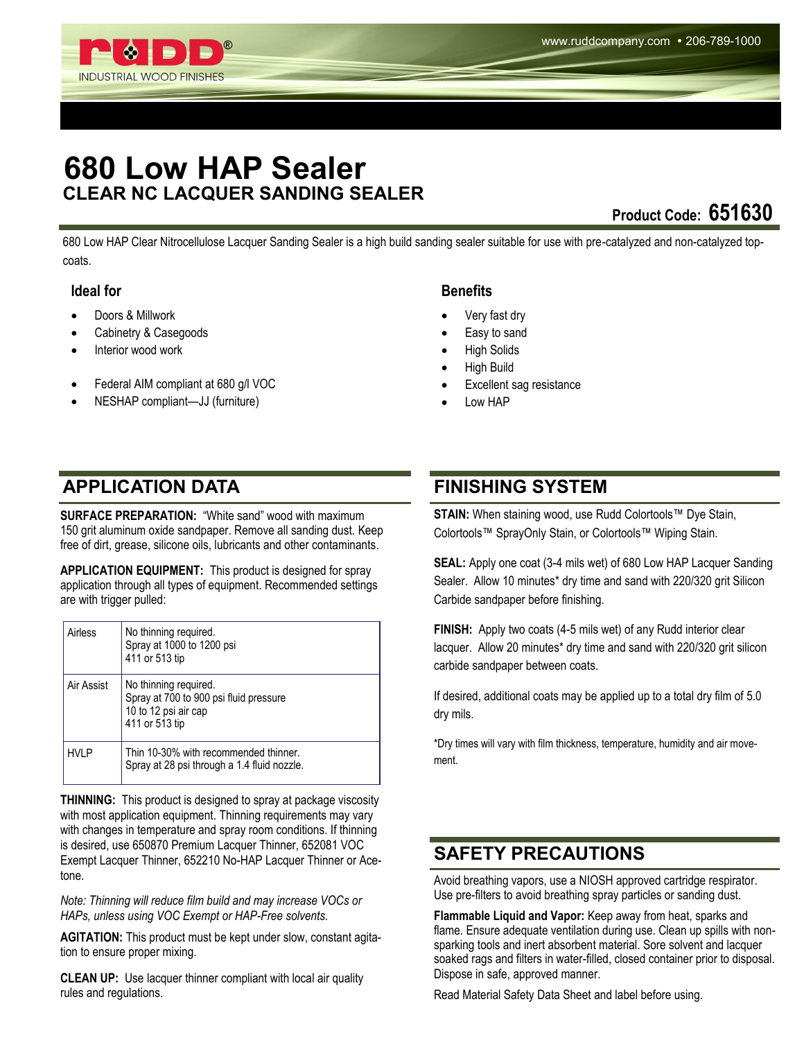RUDD®
INDUSTRIAL WOOD FINISHES

www.ruddcompany.com • 206-789-1000

# 680 Low HAP Sealer

## CLEAR NC LACQUER SANDING SEALER

**Product Code: 651630**

680 Low HAP Clear Nitrocellulose Lacquer Sanding Sealer is a high build sanding sealer suitable for use with pre-catalyzed and non-catalyzed top-coats.

### Ideal for

- Doors & Millwork
- Cabinetry & Casegoods
- Interior wood work

- Federal AIM compliant at 680 g/l VOC
- NESHAP compliant—JJ (furniture)

### Benefits

- Very fast dry
- Easy to sand
- High Solids
- High Build
- Excellent sag resistance
- Low HAP

## APPLICATION DATA

**SURFACE PREPARATION:** "White sand" wood with maximum 150 grit aluminum oxide sandpaper. Remove all sanding dust. Keep free of dirt, grease, silicone oils, lubricants and other contaminants.

**APPLICATION EQUIPMENT:** This product is designed for spray application through all types of equipment. Recommended settings are with trigger pulled:

| | |
|---|---|
| Airless | No thinning required.<br>Spray at 1000 to 1200 psi<br>411 or 513 tip |
| Air Assist | No thinning required.<br>Spray at 700 to 900 psi fluid pressure<br>10 to 12 psi air cap<br>411 or 513 tip |
| HVLP | Thin 10-30% with recommended thinner.<br>Spray at 28 psi through a 1.4 fluid nozzle. |

**THINNING:** This product is designed to spray at package viscosity with most application equipment. Thinning requirements may vary with changes in temperature and spray room conditions. If thinning is desired, use 650870 Premium Lacquer Thinner, 652081 VOC Exempt Lacquer Thinner, 652210 No-HAP Lacquer Thinner or Acetone.

*Note: Thinning will reduce film build and may increase VOCs or HAPs, unless using VOC Exempt or HAP-Free solvents.*

**AGITATION:** This product must be kept under slow, constant agitation to ensure proper mixing.

**CLEAN UP:** Use lacquer thinner compliant with local air quality rules and regulations.

## FINISHING SYSTEM

**STAIN:** When staining wood, use Rudd Colortools™ Dye Stain, Colortools™ SprayOnly Stain, or Colortools™ Wiping Stain.

**SEAL:** Apply one coat (3-4 mils wet) of 680 Low HAP Lacquer Sanding Sealer. Allow 10 minutes* dry time and sand with 220/320 grit Silicon Carbide sandpaper before finishing.

**FINISH:** Apply two coats (4-5 mils wet) of any Rudd interior clear lacquer. Allow 20 minutes* dry time and sand with 220/320 grit silicon carbide sandpaper between coats.

If desired, additional coats may be applied up to a total dry film of 5.0 dry mils.

*Dry times will vary with film thickness, temperature, humidity and air movement.

## SAFETY PRECAUTIONS

Avoid breathing vapors, use a NIOSH approved cartridge respirator. Use pre-filters to avoid breathing spray particles or sanding dust.

**Flammable Liquid and Vapor:** Keep away from heat, sparks and flame. Ensure adequate ventilation during use. Clean up spills with non-sparking tools and inert absorbent material. Sore solvent and lacquer soaked rags and filters in water-filled, closed container prior to disposal. Dispose in safe, approved manner.

Read Material Safety Data Sheet and label before using.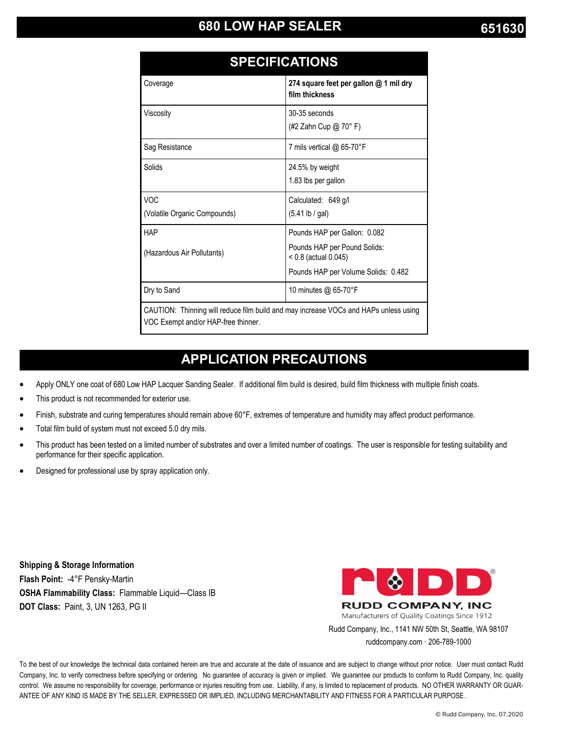# 680 LOW HAP SEALER

651630

## SPECIFICATIONS

| | |
|---|---|
| Coverage | **274 square feet per gallon @ 1 mil dry film thickness** |
| Viscosity | 30-35 seconds (#2 Zahn Cup @ 70° F) |
| Sag Resistance | 7 mils vertical @ 65-70°F |
| Solids | 24.5% by weight 1.83 lbs per gallon |
| VOC (Volatile Organic Compounds) | Calculated: 649 g/l (5.41 lb / gal) |
| HAP (Hazardous Air Pollutants) | Pounds HAP per Gallon: 0.082 Pounds HAP per Pound Solids: < 0.8 (actual 0.045) Pounds HAP per Volume Solids: 0.482 |
| Dry to Sand | 10 minutes @ 65-70°F |
| CAUTION: Thinning will reduce film build and may increase VOCs and HAPs unless using VOC Exempt and/or HAP-free thinner. | |

## APPLICATION PRECAUTIONS

- Apply ONLY one coat of 680 Low HAP Lacquer Sanding Sealer. If additional film build is desired, build film thickness with multiple finish coats.
- This product is not recommended for exterior use.
- Finish, substrate and curing temperatures should remain above 60°F, extremes of temperature and humidity may affect product performance.
- Total film build of system must not exceed 5.0 dry mils.
- This product has been tested on a limited number of substrates and over a limited number of coatings. The user is responsible for testing suitability and performance for their specific application.
- Designed for professional use by spray application only.

**Shipping & Storage Information**
**Flash Point:** -4°F Pensky-Martin
**OSHA Flammability Class:** Flammable Liquid—Class IB
**DOT Class:** Paint, 3, UN 1263, PG II

RUDD COMPANY, INC
Manufacturers of Quality Coatings Since 1912
Rudd Company, Inc., 1141 NW 50th St, Seattle, WA 98107
ruddcompany.com · 206-789-1000

To the best of our knowledge the technical data contained herein are true and accurate at the date of issuance and are subject to change without prior notice. User must contact Rudd Company, Inc. to verify correctness before specifying or ordering. No guarantee of accuracy is given or implied. We guarantee our products to conform to Rudd Company, Inc. quality control. We assume no responsibility for coverage, performance or injuries resulting from use. Liability, if any, is limited to replacement of products. NO OTHER WARRANTY OR GUARANTEE OF ANY KIND IS MADE BY THE SELLER, EXPRESSED OR IMPLIED, INCLUDING MERCHANTABILITY AND FITNESS FOR A PARTICULAR PURPOSE.

© Rudd Company, Inc. 07.2020